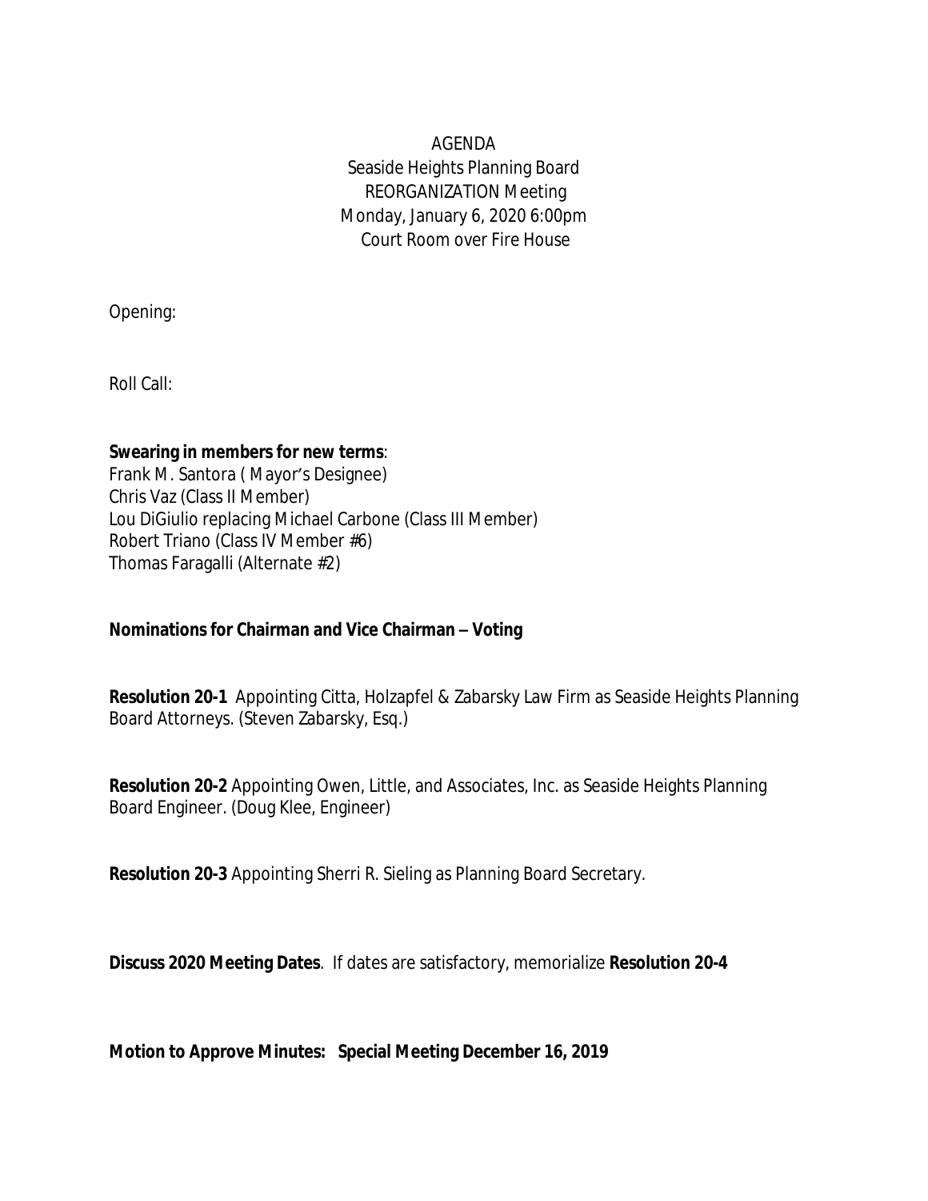# AGENDA
## Seaside Heights Planning Board
## REORGANIZATION Meeting
## Monday, January 6, 2020 6:00pm
## Court Room over Fire House

Opening:

Roll Call:

**Swearing in members for new terms**:
Frank M. Santora ( Mayor's Designee)
Chris Vaz (Class II Member)
Lou DiGiulio replacing Michael Carbone (Class III Member)
Robert Triano (Class IV Member #6)
Thomas Faragalli (Alternate #2)

**Nominations for Chairman and Vice Chairman – Voting**

**Resolution 20-1** Appointing Citta, Holzapfel & Zabarsky Law Firm as Seaside Heights Planning Board Attorneys. (Steven Zabarsky, Esq.)

**Resolution 20-2** Appointing Owen, Little, and Associates, Inc. as Seaside Heights Planning Board Engineer. (Doug Klee, Engineer)

**Resolution 20-3** Appointing Sherri R. Sieling as Planning Board Secretary.

**Discuss 2020 Meeting Dates**. If dates are satisfactory, memorialize **Resolution 20-4**

**Motion to Approve Minutes: Special Meeting December 16, 2019**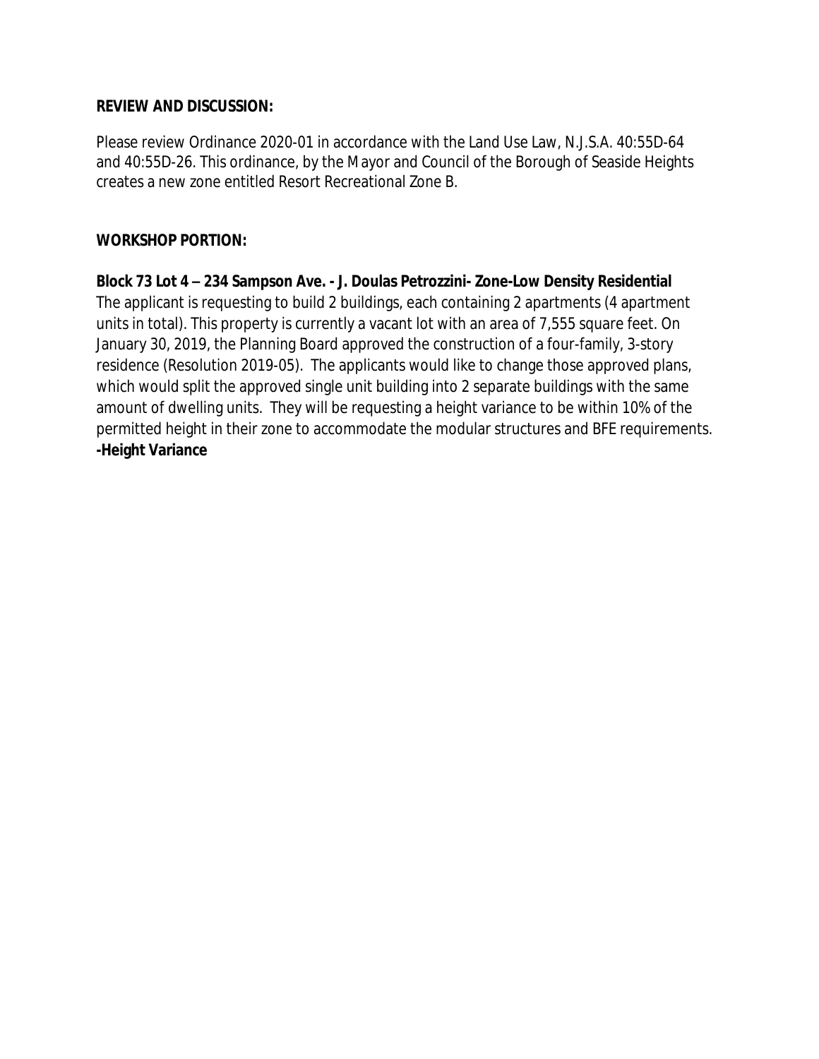**REVIEW AND DISCUSSION:**

Please review Ordinance 2020-01 in accordance with the Land Use Law, N.J.S.A. 40:55D-64 and 40:55D-26. This ordinance, by the Mayor and Council of the Borough of Seaside Heights creates a new zone entitled Resort Recreational Zone B.

**WORKSHOP PORTION:**

**Block 73 Lot 4 – 234 Sampson Ave. - J. Doulas Petrozzini- Zone-Low Density Residential**
The applicant is requesting to build 2 buildings, each containing 2 apartments (4 apartment units in total). This property is currently a vacant lot with an area of 7,555 square feet. On January 30, 2019, the Planning Board approved the construction of a four-family, 3-story residence (Resolution 2019-05). The applicants would like to change those approved plans, which would split the approved single unit building into 2 separate buildings with the same amount of dwelling units. They will be requesting a height variance to be within 10% of the permitted height in their zone to accommodate the modular structures and BFE requirements.
**-Height Variance**